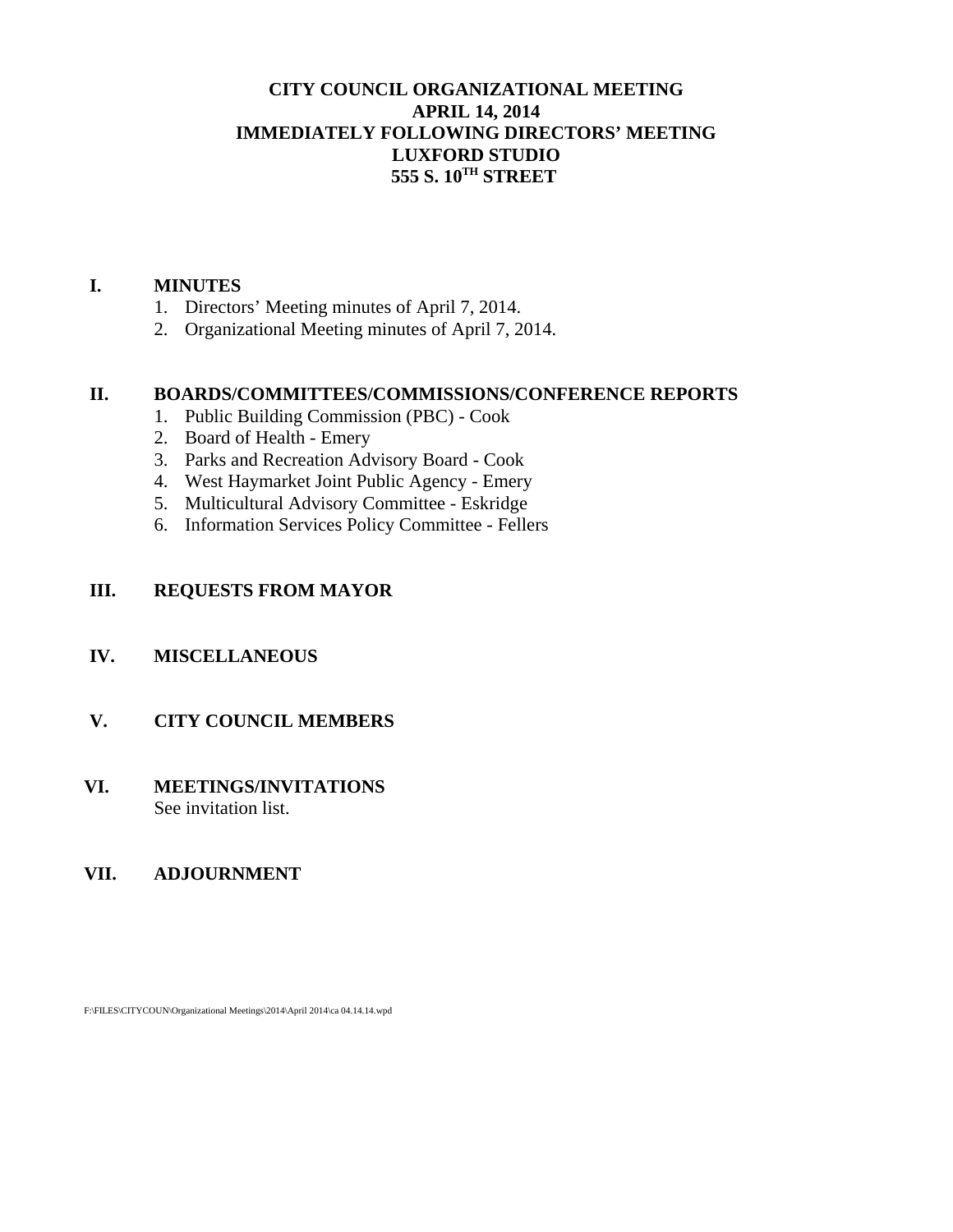# CITY COUNCIL ORGANIZATIONAL MEETING
# APRIL 14, 2014
# IMMEDIATELY FOLLOWING DIRECTORS' MEETING
# LUXFORD STUDIO
# 555 S. 10$^{TH}$ STREET

## I. MINUTES

1. Directors' Meeting minutes of April 7, 2014.
2. Organizational Meeting minutes of April 7, 2014.

## II. BOARDS/COMMITTEES/COMMISSIONS/CONFERENCE REPORTS

1. Public Building Commission (PBC) - Cook
2. Board of Health - Emery
3. Parks and Recreation Advisory Board - Cook
4. West Haymarket Joint Public Agency - Emery
5. Multicultural Advisory Committee - Eskridge
6. Information Services Policy Committee - Fellers

## III. REQUESTS FROM MAYOR

## IV. MISCELLANEOUS

## V. CITY COUNCIL MEMBERS

## VI. MEETINGS/INVITATIONS

See invitation list.

## VII. ADJOURNMENT

F:\FILES\CITYCOUN\Organizational Meetings\2014\April 2014\ca 04.14.14.wpd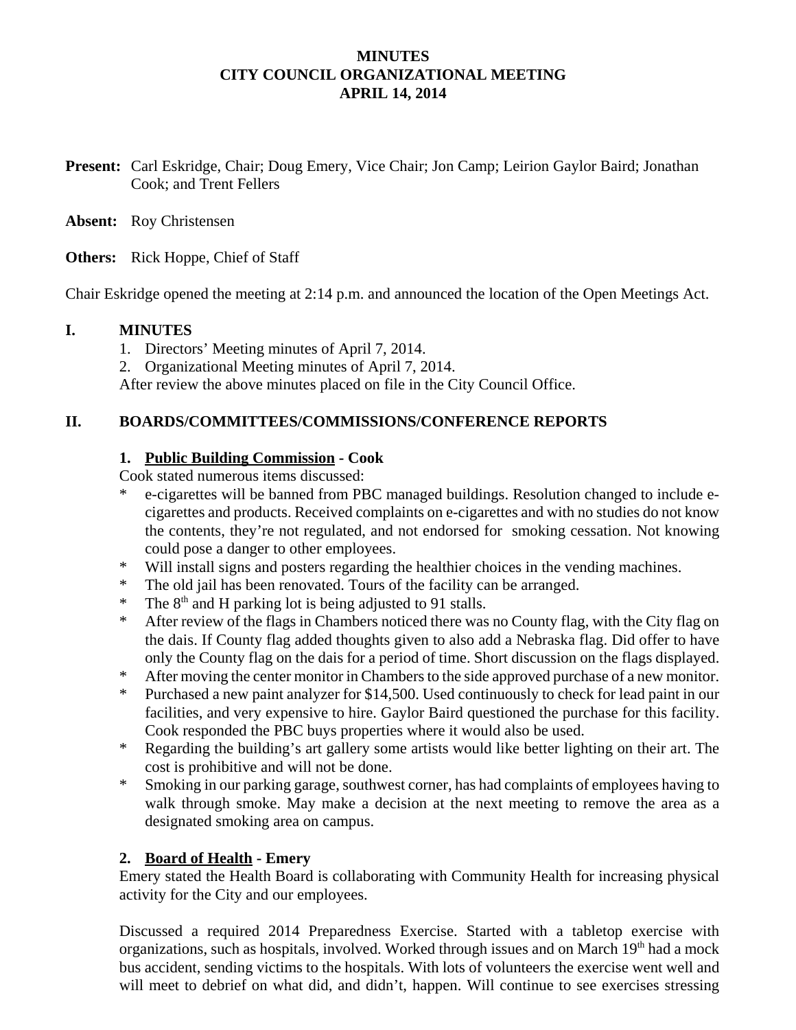**MINUTES**
**CITY COUNCIL ORGANIZATIONAL MEETING**
**APRIL 14, 2014**

**Present:** Carl Eskridge, Chair; Doug Emery, Vice Chair; Jon Camp; Leirion Gaylor Baird; Jonathan Cook; and Trent Fellers

**Absent:** Roy Christensen

**Others:** Rick Hoppe, Chief of Staff

Chair Eskridge opened the meeting at 2:14 p.m. and announced the location of the Open Meetings Act.

## I. MINUTES

1. Directors' Meeting minutes of April 7, 2014.
2. Organizational Meeting minutes of April 7, 2014.

After review the above minutes placed on file in the City Council Office.

## II. BOARDS/COMMITTEES/COMMISSIONS/CONFERENCE REPORTS

### 1. Public Building Commission - Cook

Cook stated numerous items discussed:

* e-cigarettes will be banned from PBC managed buildings. Resolution changed to include e-cigarettes and products. Received complaints on e-cigarettes and with no studies do not know the contents, they're not regulated, and not endorsed for smoking cessation. Not knowing could pose a danger to other employees.
* Will install signs and posters regarding the healthier choices in the vending machines.
* The old jail has been renovated. Tours of the facility can be arranged.
* The 8th and H parking lot is being adjusted to 91 stalls.
* After review of the flags in Chambers noticed there was no County flag, with the City flag on the dais. If County flag added thoughts given to also add a Nebraska flag. Did offer to have only the County flag on the dais for a period of time. Short discussion on the flags displayed.
* After moving the center monitor in Chambers to the side approved purchase of a new monitor.
* Purchased a new paint analyzer for $14,500. Used continuously to check for lead paint in our facilities, and very expensive to hire. Gaylor Baird questioned the purchase for this facility. Cook responded the PBC buys properties where it would also be used.
* Regarding the building's art gallery some artists would like better lighting on their art. The cost is prohibitive and will not be done.
* Smoking in our parking garage, southwest corner, has had complaints of employees having to walk through smoke. May make a decision at the next meeting to remove the area as a designated smoking area on campus.

### 2. Board of Health - Emery

Emery stated the Health Board is collaborating with Community Health for increasing physical activity for the City and our employees.

Discussed a required 2014 Preparedness Exercise. Started with a tabletop exercise with organizations, such as hospitals, involved. Worked through issues and on March 19th had a mock bus accident, sending victims to the hospitals. With lots of volunteers the exercise went well and will meet to debrief on what did, and didn't, happen. Will continue to see exercises stressing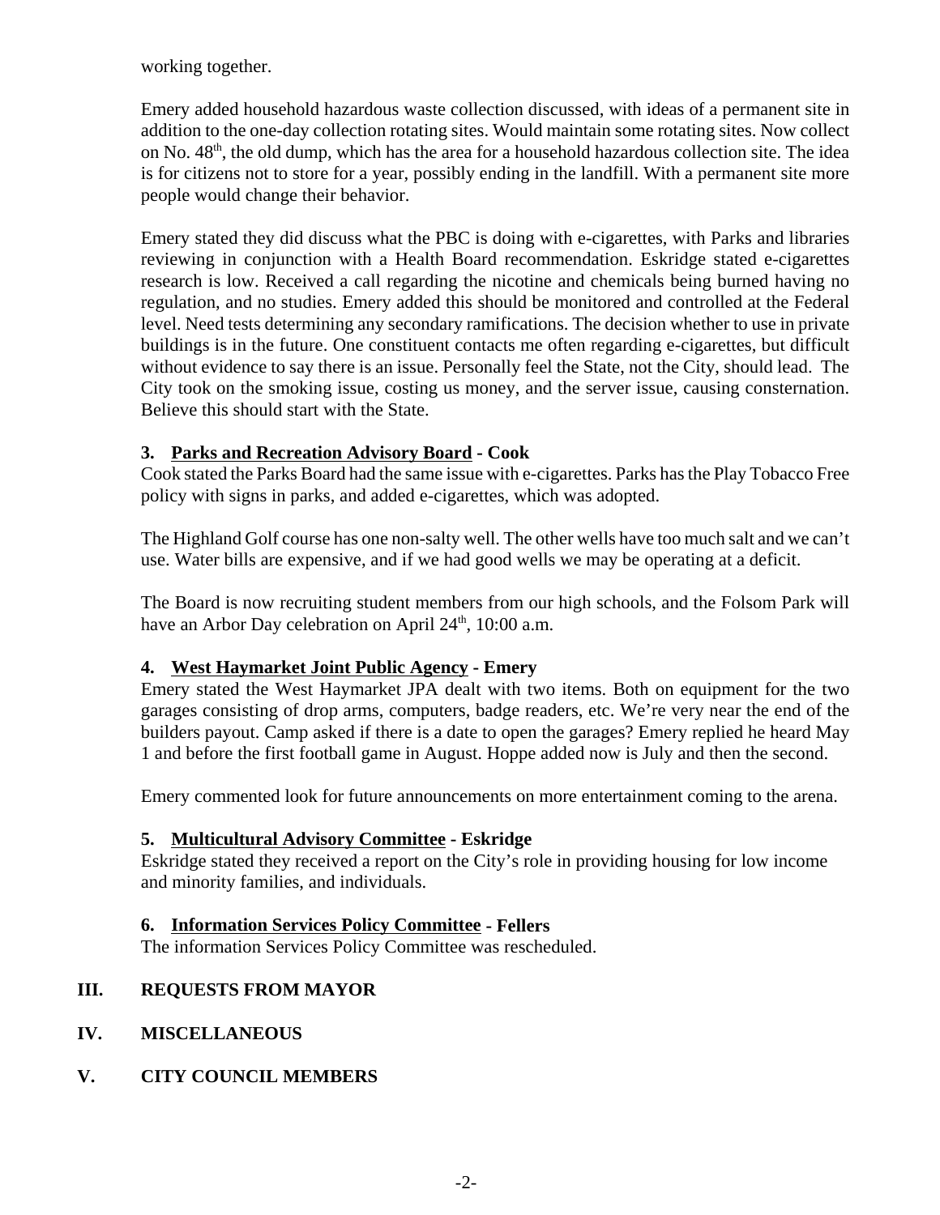working together.

Emery added household hazardous waste collection discussed, with ideas of a permanent site in addition to the one-day collection rotating sites. Would maintain some rotating sites. Now collect on No. 48th, the old dump, which has the area for a household hazardous collection site. The idea is for citizens not to store for a year, possibly ending in the landfill. With a permanent site more people would change their behavior.

Emery stated they did discuss what the PBC is doing with e-cigarettes, with Parks and libraries reviewing in conjunction with a Health Board recommendation. Eskridge stated e-cigarettes research is low. Received a call regarding the nicotine and chemicals being burned having no regulation, and no studies. Emery added this should be monitored and controlled at the Federal level. Need tests determining any secondary ramifications. The decision whether to use in private buildings is in the future. One constituent contacts me often regarding e-cigarettes, but difficult without evidence to say there is an issue. Personally feel the State, not the City, should lead. The City took on the smoking issue, costing us money, and the server issue, causing consternation. Believe this should start with the State.

### 3. Parks and Recreation Advisory Board - Cook

Cook stated the Parks Board had the same issue with e-cigarettes. Parks has the Play Tobacco Free policy with signs in parks, and added e-cigarettes, which was adopted.

The Highland Golf course has one non-salty well. The other wells have too much salt and we can't use. Water bills are expensive, and if we had good wells we may be operating at a deficit.

The Board is now recruiting student members from our high schools, and the Folsom Park will have an Arbor Day celebration on April 24th, 10:00 a.m.

### 4. West Haymarket Joint Public Agency - Emery

Emery stated the West Haymarket JPA dealt with two items. Both on equipment for the two garages consisting of drop arms, computers, badge readers, etc. We're very near the end of the builders payout. Camp asked if there is a date to open the garages? Emery replied he heard May 1 and before the first football game in August. Hoppe added now is July and then the second.

Emery commented look for future announcements on more entertainment coming to the arena.

### 5. Multicultural Advisory Committee - Eskridge

Eskridge stated they received a report on the City's role in providing housing for low income and minority families, and individuals.

### 6. Information Services Policy Committee - Fellers

The information Services Policy Committee was rescheduled.

## III. REQUESTS FROM MAYOR

## IV. MISCELLANEOUS

## V. CITY COUNCIL MEMBERS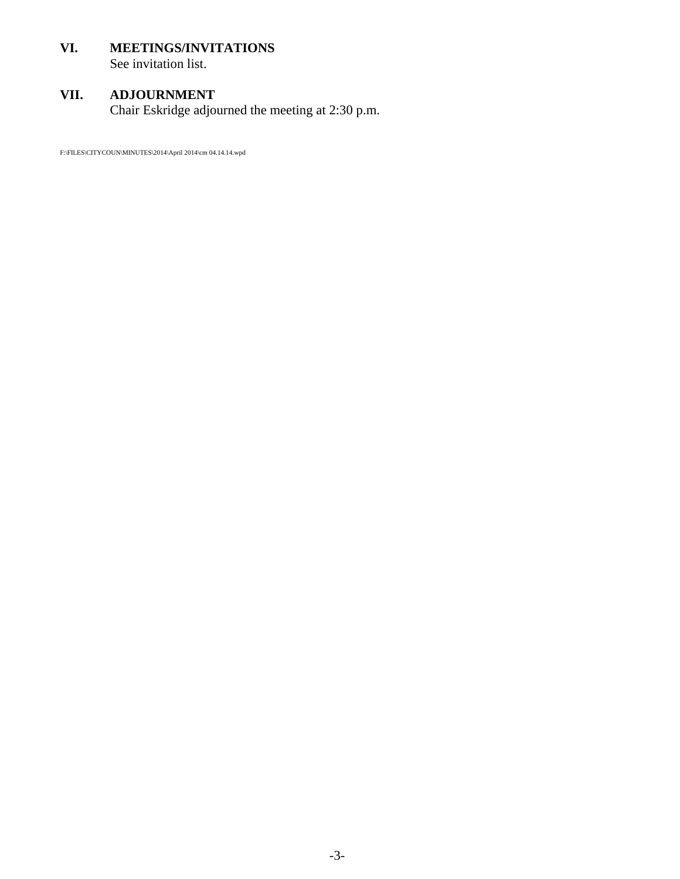## VI. MEETINGS/INVITATIONS

See invitation list.

## VII. ADJOURNMENT

Chair Eskridge adjourned the meeting at 2:30 p.m.

F:\FILES\CITYCOUN\MINUTES\2014\April 2014\cm 04.14.14.wpd